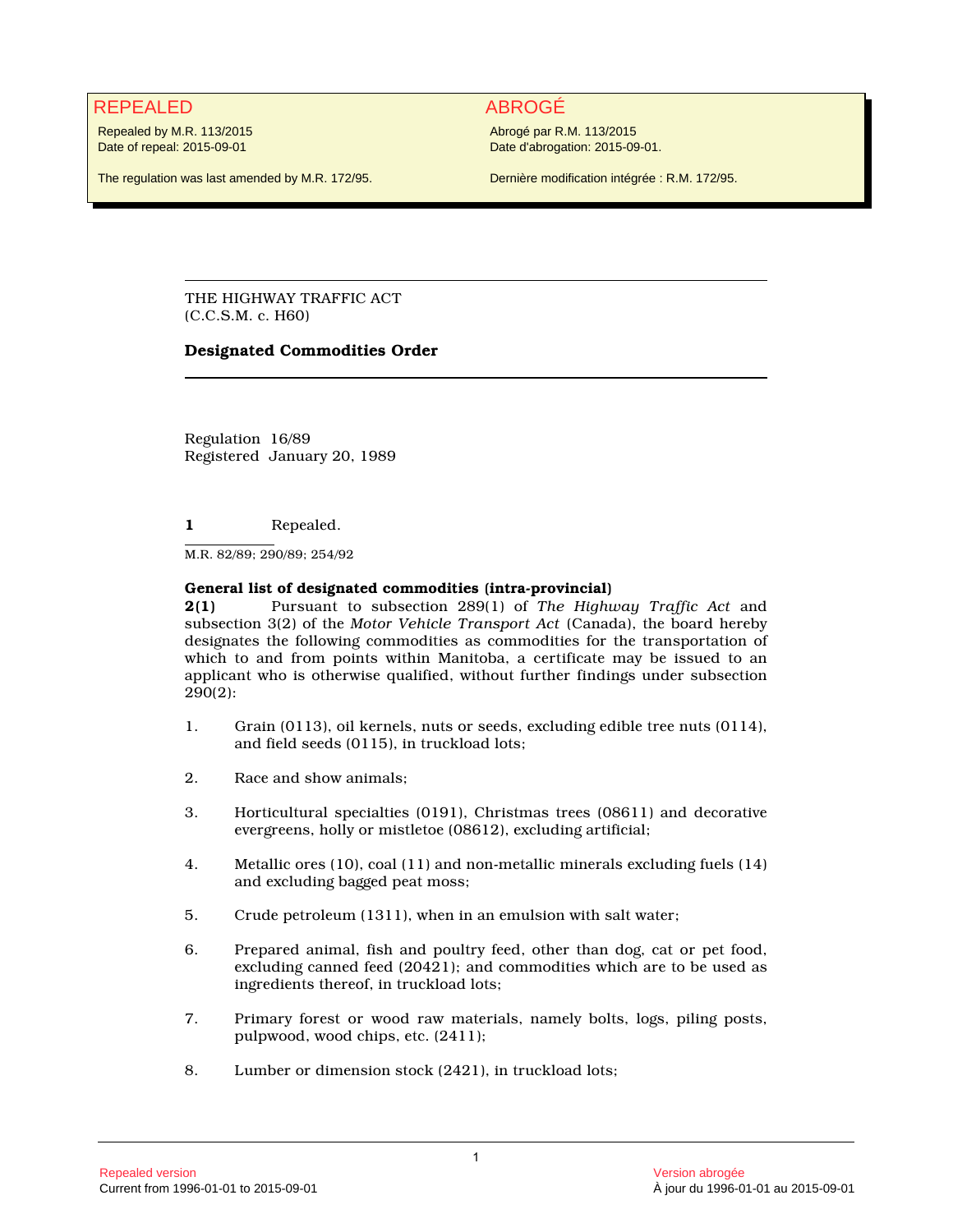REPEALED

Repealed by M.R. 113/2015
Date of repeal: 2015-09-01

The regulation was last amended by M.R. 172/95.

ABROGÉ

Abrogé par R.M. 113/2015
Date d'abrogation: 2015-09-01.

Dernière modification intégrée : R.M. 172/95.

THE HIGHWAY TRAFFIC ACT
(C.C.S.M. c. H60)

**Designated Commodities Order**

Regulation 16/89
Registered January 20, 1989

**1** Repealed.

M.R. 82/89; 290/89; 254/92

**General list of designated commodities (intra-provincial)**

**2(1)** Pursuant to subsection 289(1) of *The Highway Traffic Act* and subsection 3(2) of the *Motor Vehicle Transport Act* (Canada), the board hereby designates the following commodities as commodities for the transportation of which to and from points within Manitoba, a certificate may be issued to an applicant who is otherwise qualified, without further findings under subsection 290(2):

1. Grain (0113), oil kernels, nuts or seeds, excluding edible tree nuts (0114), and field seeds (0115), in truckload lots;

2. Race and show animals;

3. Horticultural specialties (0191), Christmas trees (08611) and decorative evergreens, holly or mistletoe (08612), excluding artificial;

4. Metallic ores (10), coal (11) and non-metallic minerals excluding fuels (14) and excluding bagged peat moss;

5. Crude petroleum (1311), when in an emulsion with salt water;

6. Prepared animal, fish and poultry feed, other than dog, cat or pet food, excluding canned feed (20421); and commodities which are to be used as ingredients thereof, in truckload lots;

7. Primary forest or wood raw materials, namely bolts, logs, piling posts, pulpwood, wood chips, etc. (2411);

8. Lumber or dimension stock (2421), in truckload lots;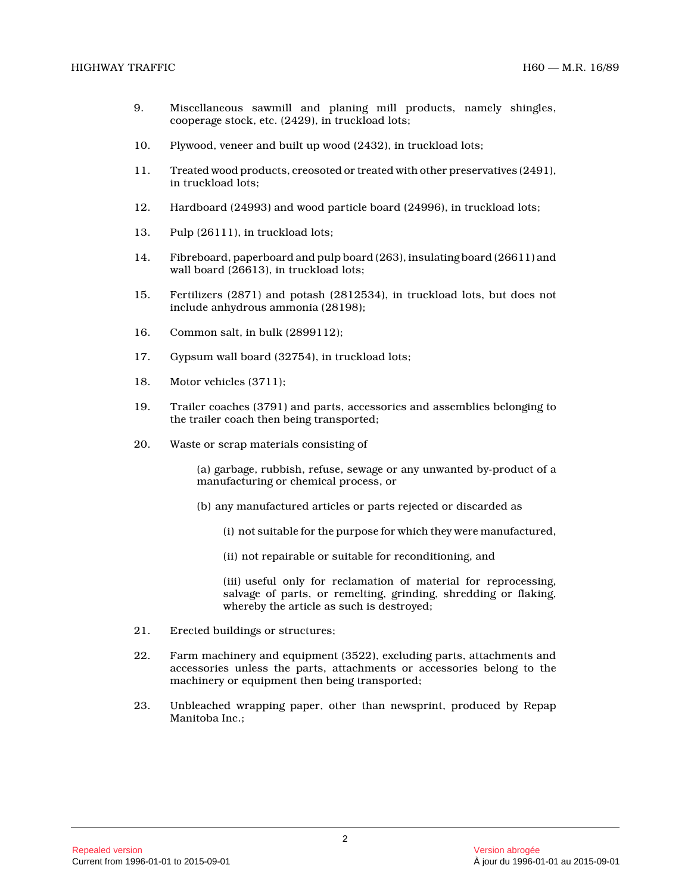9. Miscellaneous sawmill and planing mill products, namely shingles, cooperage stock, etc. (2429), in truckload lots;

10. Plywood, veneer and built up wood (2432), in truckload lots;

11. Treated wood products, creosoted or treated with other preservatives (2491), in truckload lots;

12. Hardboard (24993) and wood particle board (24996), in truckload lots;

13. Pulp (26111), in truckload lots;

14. Fibreboard, paperboard and pulp board (263), insulating board (26611) and wall board (26613), in truckload lots;

15. Fertilizers (2871) and potash (2812534), in truckload lots, but does not include anhydrous ammonia (28198);

16. Common salt, in bulk (2899112);

17. Gypsum wall board (32754), in truckload lots;

18. Motor vehicles (3711);

19. Trailer coaches (3791) and parts, accessories and assemblies belonging to the trailer coach then being transported;

20. Waste or scrap materials consisting of

    (a) garbage, rubbish, refuse, sewage or any unwanted by-product of a manufacturing or chemical process, or

    (b) any manufactured articles or parts rejected or discarded as

        (i) not suitable for the purpose for which they were manufactured,

        (ii) not repairable or suitable for reconditioning, and

        (iii) useful only for reclamation of material for reprocessing, salvage of parts, or remelting, grinding, shredding or flaking, whereby the article as such is destroyed;

21. Erected buildings or structures;

22. Farm machinery and equipment (3522), excluding parts, attachments and accessories unless the parts, attachments or accessories belong to the machinery or equipment then being transported;

23. Unbleached wrapping paper, other than newsprint, produced by Repap Manitoba Inc.;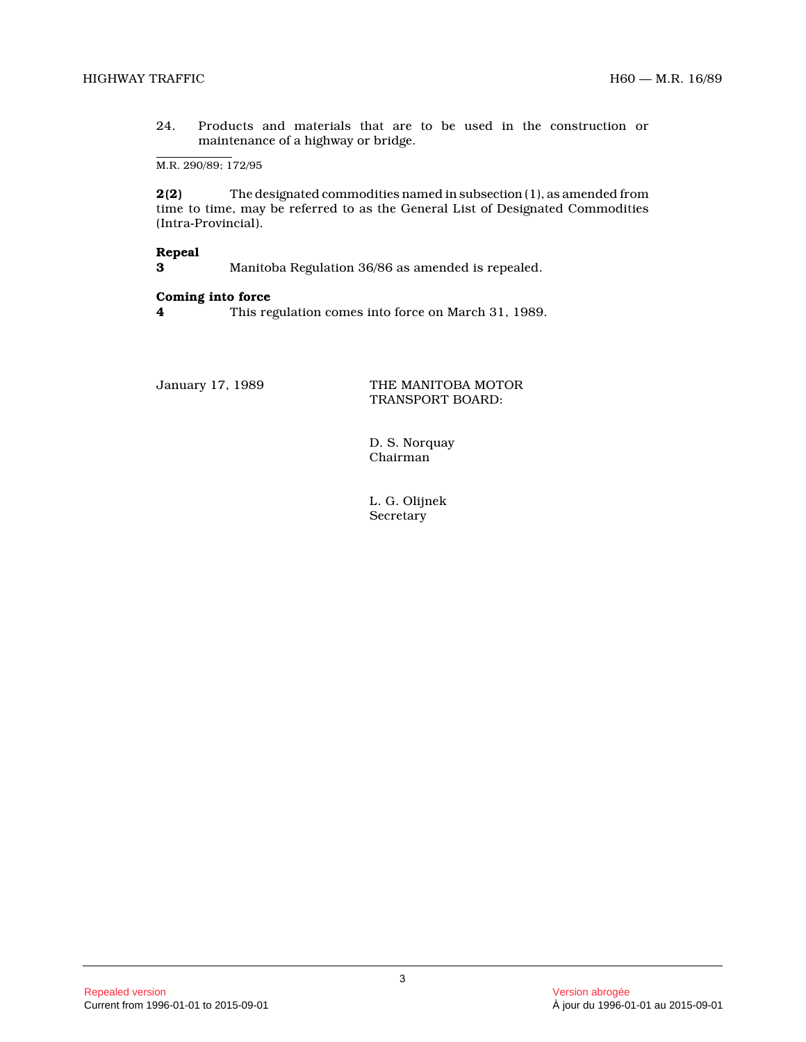24. Products and materials that are to be used in the construction or maintenance of a highway or bridge.

M.R. 290/89; 172/95

**2(2)** The designated commodities named in subsection (1), as amended from time to time, may be referred to as the General List of Designated Commodities (Intra-Provincial).

**Repeal**

**3** Manitoba Regulation 36/86 as amended is repealed.

**Coming into force**

**4** This regulation comes into force on March 31, 1989.

January 17, 1989

THE MANITOBA MOTOR TRANSPORT BOARD:

D. S. Norquay
Chairman

L. G. Olijnek
Secretary

Repealed version
Current from 1996-01-01 to 2015-09-01

Version abrogée
À jour du 1996-01-01 au 2015-09-01